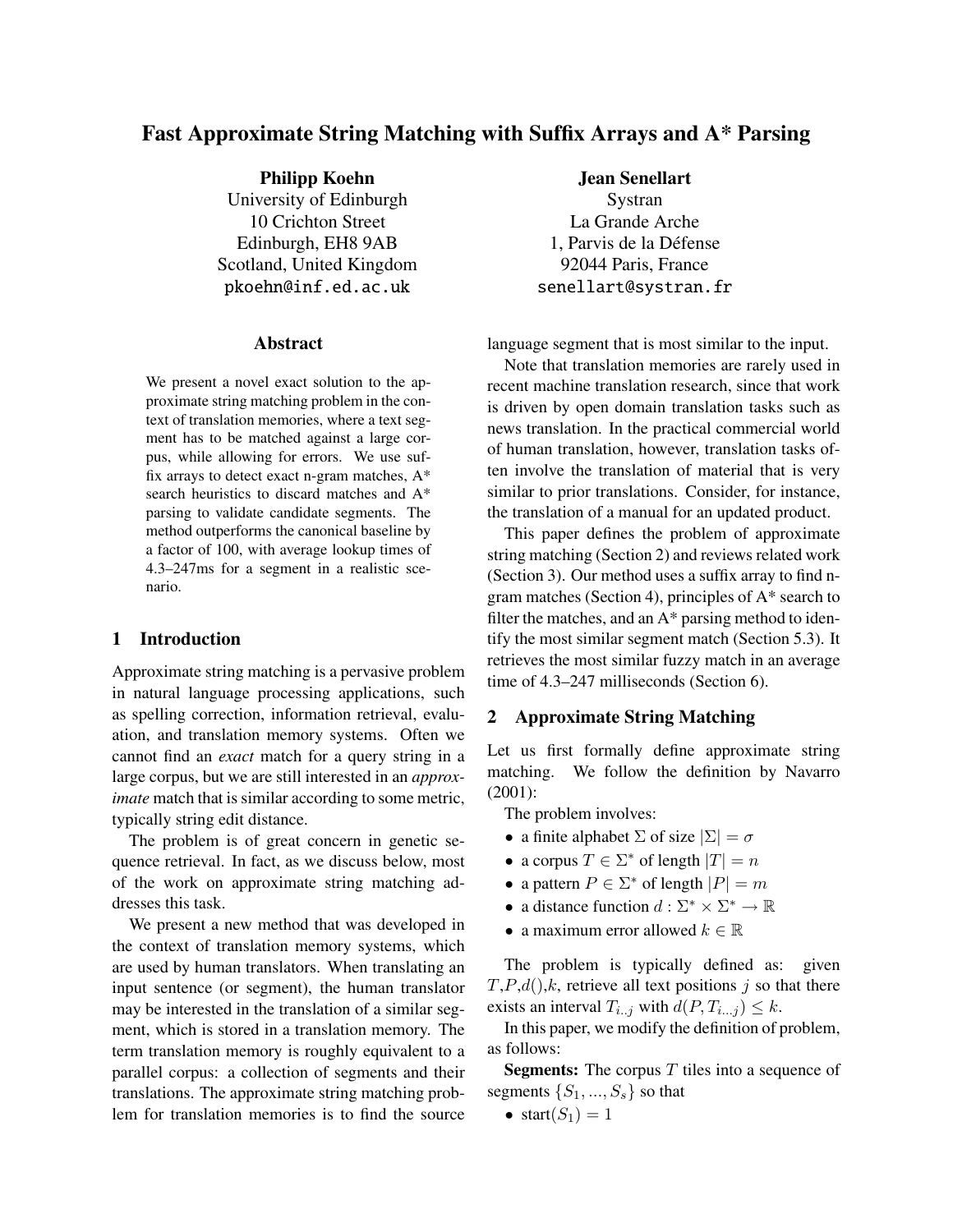# Fast Approximate String Matching with Suffix Arrays and A* Parsing

**Philipp Koehn**
University of Edinburgh
10 Crichton Street
Edinburgh, EH8 9AB
Scotland, United Kingdom
pkoehn@inf.ed.ac.uk

**Jean Senellart**
Systran
La Grande Arche
1, Parvis de la Défense
92044 Paris, France
senellart@systran.fr

## Abstract

We present a novel exact solution to the approximate string matching problem in the context of translation memories, where a text segment has to be matched against a large corpus, while allowing for errors. We use suffix arrays to detect exact n-gram matches, A* search heuristics to discard matches and A* parsing to validate candidate segments. The method outperforms the canonical baseline by a factor of 100, with average lookup times of 4.3–247ms for a segment in a realistic scenario.

## 1 Introduction

Approximate string matching is a pervasive problem in natural language processing applications, such as spelling correction, information retrieval, evaluation, and translation memory systems. Often we cannot find an *exact* match for a query string in a large corpus, but we are still interested in an *approximate* match that is similar according to some metric, typically string edit distance.

The problem is of great concern in genetic sequence retrieval. In fact, as we discuss below, most of the work on approximate string matching addresses this task.

We present a new method that was developed in the context of translation memory systems, which are used by human translators. When translating an input sentence (or segment), the human translator may be interested in the translation of a similar segment, which is stored in a translation memory. The term translation memory is roughly equivalent to a parallel corpus: a collection of segments and their translations. The approximate string matching problem for translation memories is to find the source language segment that is most similar to the input.

Note that translation memories are rarely used in recent machine translation research, since that work is driven by open domain translation tasks such as news translation. In the practical commercial world of human translation, however, translation tasks often involve the translation of material that is very similar to prior translations. Consider, for instance, the translation of a manual for an updated product.

This paper defines the problem of approximate string matching (Section 2) and reviews related work (Section 3). Our method uses a suffix array to find n-gram matches (Section 4), principles of A* search to filter the matches, and an A* parsing method to identify the most similar segment match (Section 5.3). It retrieves the most similar fuzzy match in an average time of 4.3–247 milliseconds (Section 6).

## 2 Approximate String Matching

Let us first formally define approximate string matching. We follow the definition by Navarro (2001):

The problem involves:

- a finite alphabet $\Sigma$ of size $|\Sigma| = \sigma$
- a corpus $T \in \Sigma^*$ of length $|T| = n$
- a pattern $P \in \Sigma^*$ of length $|P| = m$
- a distance function $d : \Sigma^* \times \Sigma^* \rightarrow \mathbb{R}$
- a maximum error allowed $k \in \mathbb{R}$

The problem is typically defined as: given $T$,$P$,$d()$,$k$, retrieve all text positions $j$ so that there exists an interval $T_{i..j}$ with $d(P, T_{i...j}) \leq k$.

In this paper, we modify the definition of problem, as follows:

**Segments:** The corpus $T$ tiles into a sequence of segments $\{S_1, ..., S_s\}$ so that

- $\text{start}(S_1) = 1$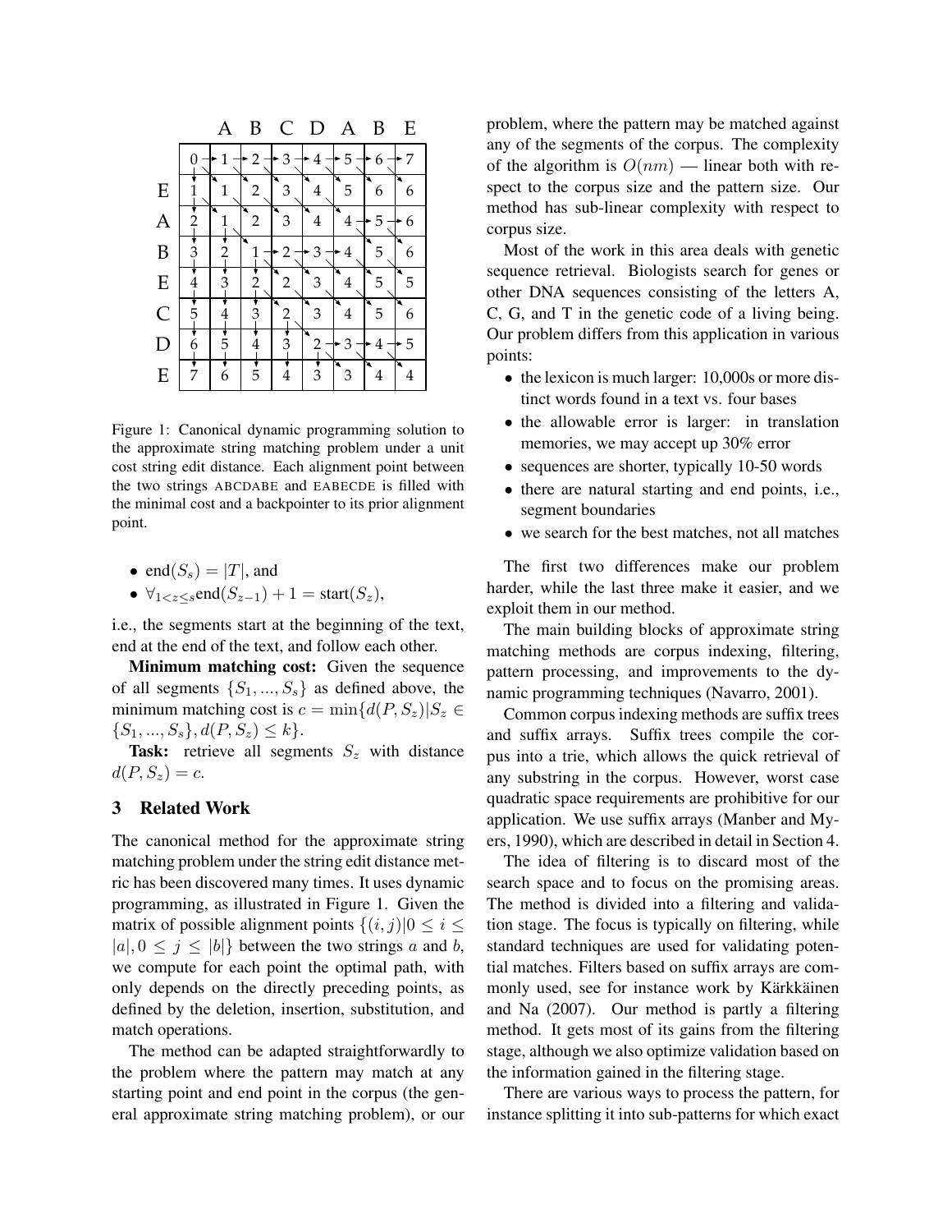|   | A | B | C | D | A | B | E |
|---|---|---|---|---|---|---|---|
|   | 0 | 1 | 2 | 3 | 4 | 5 | 6 | 7 |
| E | 1 | 1 | 2 | 3 | 4 | 5 | 6 | 6 |
| A | 2 | 1 | 2 | 3 | 4 | 4 | 5 | 6 |
| B | 3 | 2 | 1 | 2 | 3 | 4 | 5 | 6 |
| E | 4 | 3 | 2 | 2 | 3 | 4 | 5 | 5 |
| C | 5 | 4 | 3 | 2 | 3 | 4 | 5 | 6 |
| D | 6 | 5 | 4 | 3 | 2 | 3 | 4 | 5 |
| E | 7 | 6 | 5 | 4 | 3 | 3 | 4 | 4 |

Figure 1: Canonical dynamic programming solution to the approximate string matching problem under a unit cost string edit distance. Each alignment point between the two strings ABCDABE and EABECDE is filled with the minimal cost and a backpointer to its prior alignment point.

- $\text{end}(S_s) = |T|$, and
- $\forall_{1<z\leq s}\text{end}(S_{z-1}) + 1 = \text{start}(S_z)$,

i.e., the segments start at the beginning of the text, end at the end of the text, and follow each other.

**Minimum matching cost:** Given the sequence of all segments $\{S_1, ..., S_s\}$ as defined above, the minimum matching cost is $c = \min\{d(P, S_z)|S_z \in \{S_1, ..., S_s\}, d(P, S_z) \leq k\}$.

**Task:** retrieve all segments $S_z$ with distance $d(P, S_z) = c$.

## 3 Related Work

The canonical method for the approximate string matching problem under the string edit distance metric has been discovered many times. It uses dynamic programming, as illustrated in Figure 1. Given the matrix of possible alignment points $\{(i, j)|0 \leq i \leq |a|, 0 \leq j \leq |b|\}$ between the two strings $a$ and $b$, we compute for each point the optimal path, with only depends on the directly preceding points, as defined by the deletion, insertion, substitution, and match operations.

The method can be adapted straightforwardly to the problem where the pattern may match at any starting point and end point in the corpus (the general approximate string matching problem), or our problem, where the pattern may be matched against any of the segments of the corpus. The complexity of the algorithm is $O(nm)$ — linear both with respect to the corpus size and the pattern size. Our method has sub-linear complexity with respect to corpus size.

Most of the work in this area deals with genetic sequence retrieval. Biologists search for genes or other DNA sequences consisting of the letters A, C, G, and T in the genetic code of a living being. Our problem differs from this application in various points:

- the lexicon is much larger: 10,000s or more distinct words found in a text vs. four bases
- the allowable error is larger: in translation memories, we may accept up 30% error
- sequences are shorter, typically 10-50 words
- there are natural starting and end points, i.e., segment boundaries
- we search for the best matches, not all matches

The first two differences make our problem harder, while the last three make it easier, and we exploit them in our method.

The main building blocks of approximate string matching methods are corpus indexing, filtering, pattern processing, and improvements to the dynamic programming techniques (Navarro, 2001).

Common corpus indexing methods are suffix trees and suffix arrays. Suffix trees compile the corpus into a trie, which allows the quick retrieval of any substring in the corpus. However, worst case quadratic space requirements are prohibitive for our application. We use suffix arrays (Manber and Myers, 1990), which are described in detail in Section 4.

The idea of filtering is to discard most of the search space and to focus on the promising areas. The method is divided into a filtering and validation stage. The focus is typically on filtering, while standard techniques are used for validating potential matches. Filters based on suffix arrays are commonly used, see for instance work by Kärkkäinen and Na (2007). Our method is partly a filtering method. It gets most of its gains from the filtering stage, although we also optimize validation based on the information gained in the filtering stage.

There are various ways to process the pattern, for instance splitting it into sub-patterns for which exact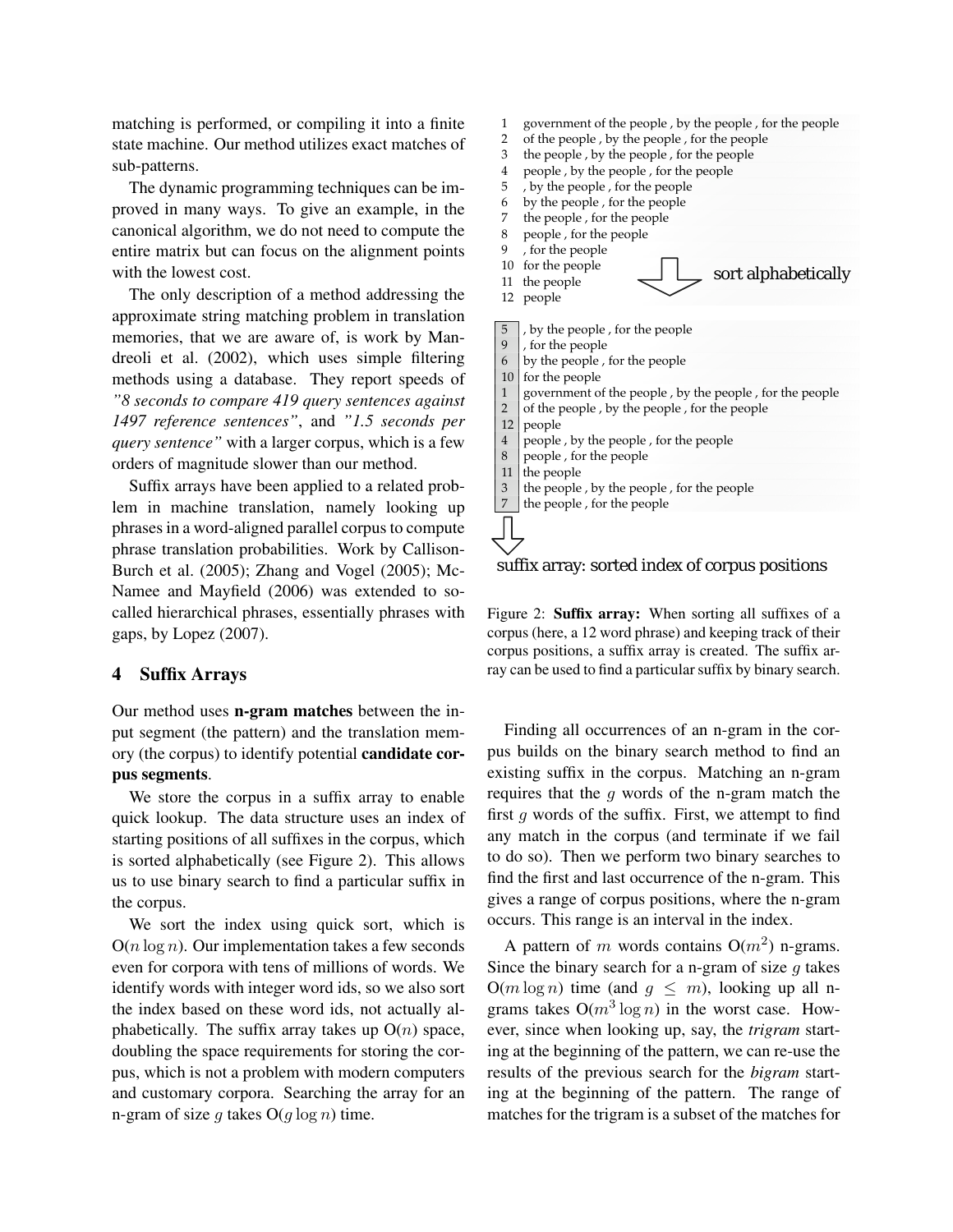matching is performed, or compiling it into a finite state machine. Our method utilizes exact matches of sub-patterns.

The dynamic programming techniques can be improved in many ways. To give an example, in the canonical algorithm, we do not need to compute the entire matrix but can focus on the alignment points with the lowest cost.

The only description of a method addressing the approximate string matching problem in translation memories, that we are aware of, is work by Mandreoli et al. (2002), which uses simple filtering methods using a database. They report speeds of *"8 seconds to compare 419 query sentences against 1497 reference sentences"*, and *"1.5 seconds per query sentence"* with a larger corpus, which is a few orders of magnitude slower than our method.

Suffix arrays have been applied to a related problem in machine translation, namely looking up phrases in a word-aligned parallel corpus to compute phrase translation probabilities. Work by Callison-Burch et al. (2005); Zhang and Vogel (2005); McNamee and Mayfield (2006) was extended to so-called hierarchical phrases, essentially phrases with gaps, by Lopez (2007).

## 4 Suffix Arrays

Our method uses **n-gram matches** between the input segment (the pattern) and the translation memory (the corpus) to identify potential **candidate corpus segments**.

We store the corpus in a suffix array to enable quick lookup. The data structure uses an index of starting positions of all suffixes in the corpus, which is sorted alphabetically (see Figure 2). This allows us to use binary search to find a particular suffix in the corpus.

We sort the index using quick sort, which is $O(n \log n)$. Our implementation takes a few seconds even for corpora with tens of millions of words. We identify words with integer word ids, so we also sort the index based on these word ids, not actually alphabetically. The suffix array takes up $O(n)$ space, doubling the space requirements for storing the corpus, which is not a problem with modern computers and customary corpora. Searching the array for an n-gram of size $g$ takes $O(g \log n)$ time.

```
1   government of the people , by the people , for the people
2   of the people , by the people , for the people
3   the people , by the people , for the people
4   people , by the people , for the people
5   , by the people , for the people
6   by the people , for the people
7   the people , for the people
8   people , for the people
9   , for the people
10  for the people
11  the people
12  people
```

sort alphabetically

```
5   , by the people , for the people
9   , for the people
6   by the people , for the people
10  for the people
1   government of the people , by the people , for the people
2   of the people , by the people , for the people
12  people
4   people , by the people , for the people
8   people , for the people
11  the people
3   the people , by the people , for the people
7   the people , for the people
```

suffix array: sorted index of corpus positions

Figure 2: **Suffix array:** When sorting all suffixes of a corpus (here, a 12 word phrase) and keeping track of their corpus positions, a suffix array is created. The suffix array can be used to find a particular suffix by binary search.

Finding all occurrences of an n-gram in the corpus builds on the binary search method to find an existing suffix in the corpus. Matching an n-gram requires that the $g$ words of the n-gram match the first $g$ words of the suffix. First, we attempt to find any match in the corpus (and terminate if we fail to do so). Then we perform two binary searches to find the first and last occurrence of the n-gram. This gives a range of corpus positions, where the n-gram occurs. This range is an interval in the index.

A pattern of $m$ words contains $O(m^2)$ n-grams. Since the binary search for a n-gram of size $g$ takes $O(m \log n)$ time (and $g \leq m$), looking up all n-grams takes $O(m^3 \log n)$ in the worst case. However, since when looking up, say, the *trigram* starting at the beginning of the pattern, we can re-use the results of the previous search for the *bigram* starting at the beginning of the pattern. The range of matches for the trigram is a subset of the matches for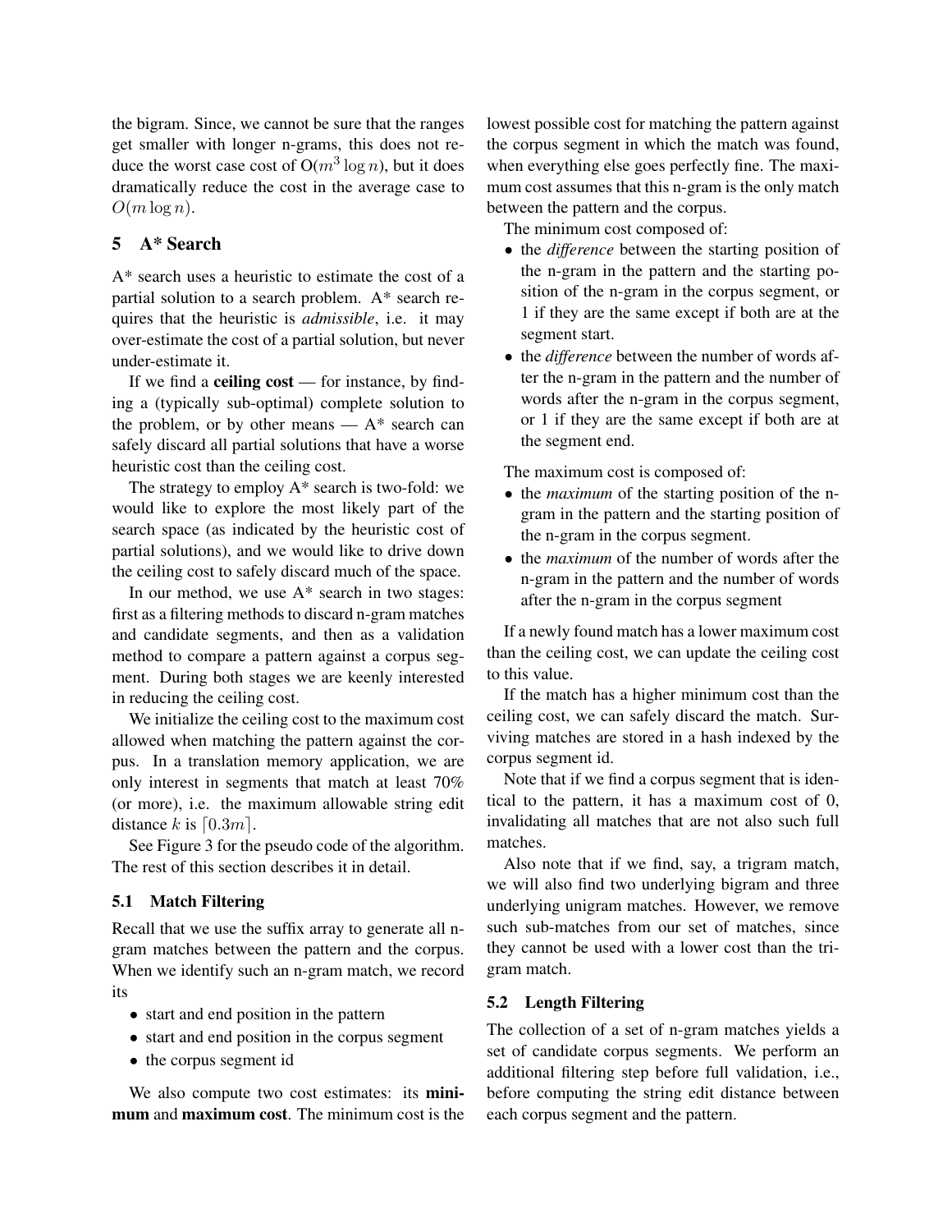the bigram. Since, we cannot be sure that the ranges get smaller with longer n-grams, this does not reduce the worst case cost of $O(m^3 \log n)$, but it does dramatically reduce the cost in the average case to $O(m \log n)$.

## 5 A* Search

A* search uses a heuristic to estimate the cost of a partial solution to a search problem. A* search requires that the heuristic is *admissible*, i.e. it may over-estimate the cost of a partial solution, but never under-estimate it.

If we find a **ceiling cost** — for instance, by finding a (typically sub-optimal) complete solution to the problem, or by other means — A* search can safely discard all partial solutions that have a worse heuristic cost than the ceiling cost.

The strategy to employ A* search is two-fold: we would like to explore the most likely part of the search space (as indicated by the heuristic cost of partial solutions), and we would like to drive down the ceiling cost to safely discard much of the space.

In our method, we use A* search in two stages: first as a filtering methods to discard n-gram matches and candidate segments, and then as a validation method to compare a pattern against a corpus segment. During both stages we are keenly interested in reducing the ceiling cost.

We initialize the ceiling cost to the maximum cost allowed when matching the pattern against the corpus. In a translation memory application, we are only interest in segments that match at least 70% (or more), i.e. the maximum allowable string edit distance $k$ is $\lceil 0.3m \rceil$.

See Figure 3 for the pseudo code of the algorithm. The rest of this section describes it in detail.

### 5.1 Match Filtering

Recall that we use the suffix array to generate all n-gram matches between the pattern and the corpus. When we identify such an n-gram match, we record its

- start and end position in the pattern
- start and end position in the corpus segment
- the corpus segment id

We also compute two cost estimates: its **minimum** and **maximum cost**. The minimum cost is the lowest possible cost for matching the pattern against the corpus segment in which the match was found, when everything else goes perfectly fine. The maximum cost assumes that this n-gram is the only match between the pattern and the corpus.

The minimum cost composed of:

- the *difference* between the starting position of the n-gram in the pattern and the starting position of the n-gram in the corpus segment, or 1 if they are the same except if both are at the segment start.
- the *difference* between the number of words after the n-gram in the pattern and the number of words after the n-gram in the corpus segment, or 1 if they are the same except if both are at the segment end.

The maximum cost is composed of:

- the *maximum* of the starting position of the n-gram in the pattern and the starting position of the n-gram in the corpus segment.
- the *maximum* of the number of words after the n-gram in the pattern and the number of words after the n-gram in the corpus segment

If a newly found match has a lower maximum cost than the ceiling cost, we can update the ceiling cost to this value.

If the match has a higher minimum cost than the ceiling cost, we can safely discard the match. Surviving matches are stored in a hash indexed by the corpus segment id.

Note that if we find a corpus segment that is identical to the pattern, it has a maximum cost of 0, invalidating all matches that are not also such full matches.

Also note that if we find, say, a trigram match, we will also find two underlying bigram and three underlying unigram matches. However, we remove such sub-matches from our set of matches, since they cannot be used with a lower cost than the trigram match.

### 5.2 Length Filtering

The collection of a set of n-gram matches yields a set of candidate corpus segments. We perform an additional filtering step before full validation, i.e., before computing the string edit distance between each corpus segment and the pattern.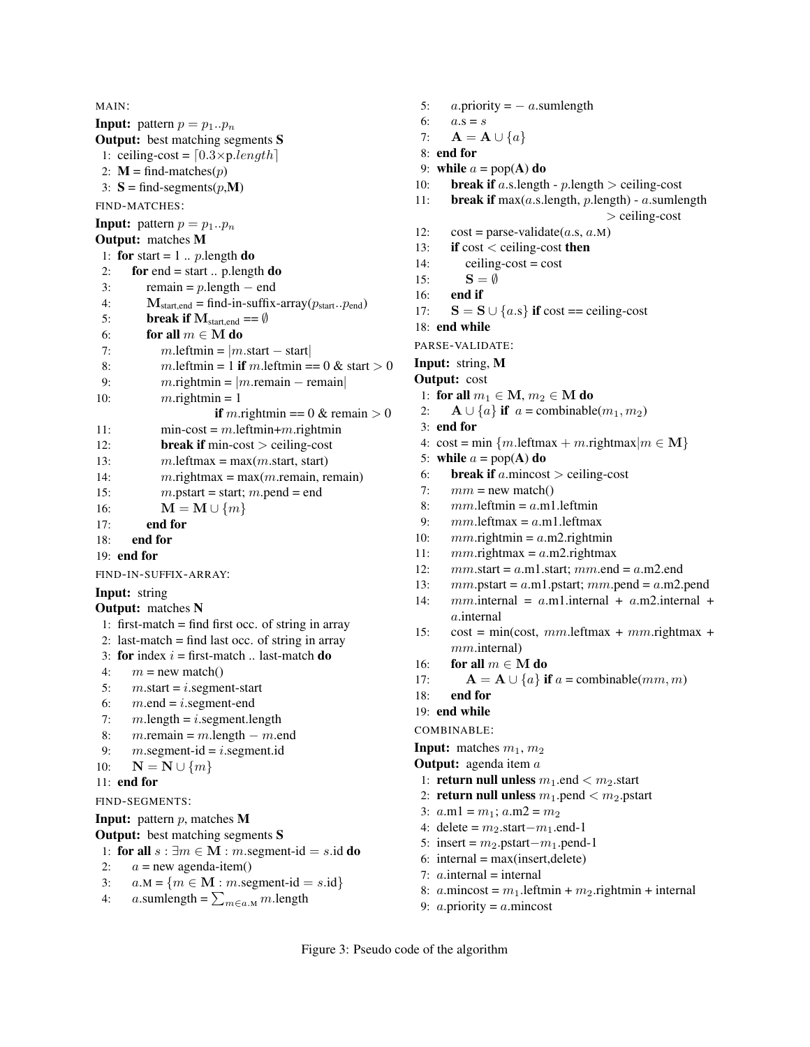MAIN:

**Input:** pattern $p = p_1..p_n$

**Output:** best matching segments **S**

```
1: ceiling-cost = ⌈0.3×p.length⌉
2: M = find-matches(p)
3: S = find-segments(p,M)
```

FIND-MATCHES:

**Input:** pattern $p = p_1..p_n$

**Output:** matches **M**

```
 1: for start = 1 .. p.length do
 2:    for end = start .. p.length do
 3:       remain = p.length − end
 4:       M_start,end = find-in-suffix-array(p_start..p_end)
 5:       break if M_start,end == ∅
 6:       for all m ∈ M do
 7:          m.leftmin = |m.start − start|
 8:          m.leftmin = 1 if m.leftmin == 0 & start > 0
 9:          m.rightmin = |m.remain − remain|
10:          m.rightmin = 1
                   if m.rightmin == 0 & remain > 0
11:          min-cost = m.leftmin+m.rightmin
12:          break if min-cost > ceiling-cost
13:          m.leftmax = max(m.start, start)
14:          m.rightmax = max(m.remain, remain)
15:          m.pstart = start; m.pend = end
16:          M = M ∪ {m}
17:       end for
18:    end for
19: end for
```

FIND-IN-SUFFIX-ARRAY:

**Input:** string

**Output:** matches **N**

```
 1: first-match = find first occ. of string in array
 2: last-match = find last occ. of string in array
 3: for index i = first-match .. last-match do
 4:    m = new match()
 5:    m.start = i.segment-start
 6:    m.end = i.segment-end
 7:    m.length = i.segment.length
 8:    m.remain = m.length − m.end
 9:    m.segment-id = i.segment.id
10:    N = N ∪ {m}
11: end for
```

FIND-SEGMENTS:

**Input:** pattern $p$, matches **M**

**Output:** best matching segments **S**

```
 1: for all s : ∃m ∈ M : m.segment-id = s.id do
 2:    a = new agenda-item()
 3:    a.M = {m ∈ M : m.segment-id = s.id}
 4:    a.sumlength = Σ_{m∈a.M} m.length
 5:    a.priority = − a.sumlength
 6:    a.s = s
 7:    A = A ∪ {a}
 8: end for
 9: while a = pop(A) do
10:    break if a.s.length - p.length > ceiling-cost
11:    break if max(a.s.length, p.length) - a.sumlength
                                        > ceiling-cost
12:    cost = parse-validate(a.s, a.M)
13:    if cost < ceiling-cost then
14:       ceiling-cost = cost
15:       S = ∅
16:    end if
17:    S = S ∪ {a.s} if cost == ceiling-cost
18: end while
```

PARSE-VALIDATE:

**Input:** string, **M**

**Output:** cost

```
 1: for all m1 ∈ M, m2 ∈ M do
 2:    A ∪ {a} if a = combinable(m1, m2)
 3: end for
 4: cost = min {m.leftmax + m.rightmax | m ∈ M}
 5: while a = pop(A) do
 6:    break if a.mincost > ceiling-cost
 7:    mm = new match()
 8:    mm.leftmin = a.m1.leftmin
 9:    mm.leftmax = a.m1.leftmax
10:    mm.rightmin = a.m2.rightmin
11:    mm.rightmax = a.m2.rightmax
12:    mm.start = a.m1.start; mm.end = a.m2.end
13:    mm.pstart = a.m1.pstart; mm.pend = a.m2.pend
14:    mm.internal = a.m1.internal + a.m2.internal +
       a.internal
15:    cost = min(cost, mm.leftmax + mm.rightmax +
       mm.internal)
16:    for all m ∈ M do
17:       A = A ∪ {a} if a = combinable(mm, m)
18:    end for
19: end while
```

COMBINABLE:

**Input:** matches $m_1$, $m_2$

**Output:** agenda item $a$

```
1: return null unless m1.end < m2.start
2: return null unless m1.pend < m2.pstart
3: a.m1 = m1; a.m2 = m2
4: delete = m2.start−m1.end-1
5: insert = m2.pstart−m1.pend-1
6: internal = max(insert,delete)
7: a.internal = internal
8: a.mincost = m1.leftmin + m2.rightmin + internal
9: a.priority = a.mincost
```

Figure 3: Pseudo code of the algorithm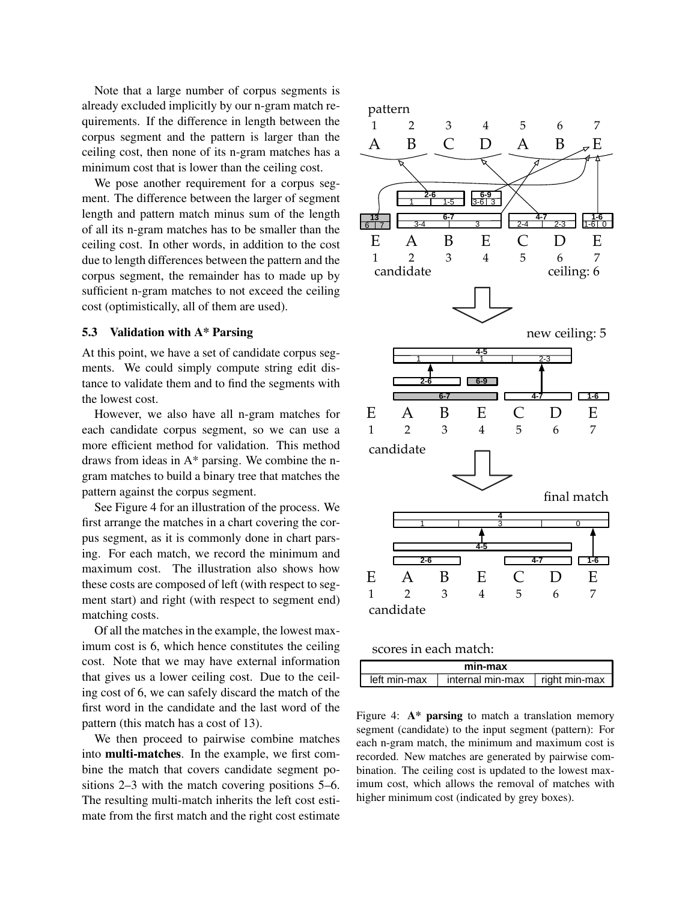Note that a large number of corpus segments is already excluded implicitly by our n-gram match requirements. If the difference in length between the corpus segment and the pattern is larger than the ceiling cost, then none of its n-gram matches has a minimum cost that is lower than the ceiling cost.

We pose another requirement for a corpus segment. The difference between the larger of segment length and pattern match minus sum of the length of all its n-gram matches has to be smaller than the ceiling cost. In other words, in addition to the cost due to length differences between the pattern and the corpus segment, the remainder has to made up by sufficient n-gram matches to not exceed the ceiling cost (optimistically, all of them are used).

### 5.3 Validation with A* Parsing

At this point, we have a set of candidate corpus segments. We could simply compute string edit distance to validate them and to find the segments with the lowest cost.

However, we also have all n-gram matches for each candidate corpus segment, so we can use a more efficient method for validation. This method draws from ideas in A* parsing. We combine the n-gram matches to build a binary tree that matches the pattern against the corpus segment.

See Figure 4 for an illustration of the process. We first arrange the matches in a chart covering the corpus segment, as it is commonly done in chart parsing. For each match, we record the minimum and maximum cost. The illustration also shows how these costs are composed of left (with respect to segment start) and right (with respect to segment end) matching costs.

Of all the matches in the example, the lowest maximum cost is 6, which hence constitutes the ceiling cost. Note that we may have external information that gives us a lower ceiling cost. Due to the ceiling cost of 6, we can safely discard the match of the first word in the candidate and the last word of the pattern (this match has a cost of 13).

We then proceed to pairwise combine matches into **multi-matches**. In the example, we first combine the match that covers candidate segment positions 2–3 with the match covering positions 5–6. The resulting multi-match inherits the left cost estimate from the first match and the right cost estimate

Figure 4: **A* parsing** to match a translation memory segment (candidate) to the input segment (pattern): For each n-gram match, the minimum and maximum cost is recorded. New matches are generated by pairwise combination. The ceiling cost is updated to the lowest maximum cost, which allows the removal of matches with higher minimum cost (indicated by grey boxes).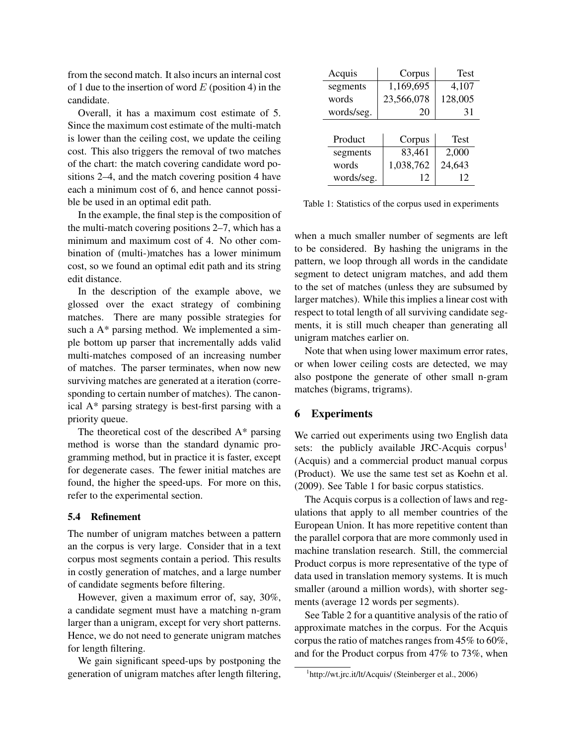from the second match. It also incurs an internal cost of 1 due to the insertion of word $E$ (position 4) in the candidate.

Overall, it has a maximum cost estimate of 5. Since the maximum cost estimate of the multi-match is lower than the ceiling cost, we update the ceiling cost. This also triggers the removal of two matches of the chart: the match covering candidate word positions 2–4, and the match covering position 4 have each a minimum cost of 6, and hence cannot possible be used in an optimal edit path.

In the example, the final step is the composition of the multi-match covering positions 2–7, which has a minimum and maximum cost of 4. No other combination of (multi-)matches has a lower minimum cost, so we found an optimal edit path and its string edit distance.

In the description of the example above, we glossed over the exact strategy of combining matches. There are many possible strategies for such a A* parsing method. We implemented a simple bottom up parser that incrementally adds valid multi-matches composed of an increasing number of matches. The parser terminates, when now new surviving matches are generated at a iteration (corresponding to certain number of matches). The canonical A* parsing strategy is best-first parsing with a priority queue.

The theoretical cost of the described A* parsing method is worse than the standard dynamic programming method, but in practice it is faster, except for degenerate cases. The fewer initial matches are found, the higher the speed-ups. For more on this, refer to the experimental section.

### 5.4 Refinement

The number of unigram matches between a pattern an the corpus is very large. Consider that in a text corpus most segments contain a period. This results in costly generation of matches, and a large number of candidate segments before filtering.

However, given a maximum error of, say, 30%, a candidate segment must have a matching n-gram larger than a unigram, except for very short patterns. Hence, we do not need to generate unigram matches for length filtering.

We gain significant speed-ups by postponing the generation of unigram matches after length filtering, when a much smaller number of segments are left to be considered. By hashing the unigrams in the pattern, we loop through all words in the candidate segment to detect unigram matches, and add them to the set of matches (unless they are subsumed by larger matches). While this implies a linear cost with respect to total length of all surviving candidate segments, it is still much cheaper than generating all unigram matches earlier on.

Note that when using lower maximum error rates, or when lower ceiling costs are detected, we may also postpone the generate of other small n-gram matches (bigrams, trigrams).

| Acquis | Corpus | Test |
|---|---|---|
| segments | 1,169,695 | 4,107 |
| words | 23,566,078 | 128,005 |
| words/seg. | 20 | 31 |

| Product | Corpus | Test |
|---|---|---|
| segments | 83,461 | 2,000 |
| words | 1,038,762 | 24,643 |
| words/seg. | 12 | 12 |

Table 1: Statistics of the corpus used in experiments

## 6 Experiments

We carried out experiments using two English data sets: the publicly available JRC-Acquis corpus[1] (Acquis) and a commercial product manual corpus (Product). We use the same test set as Koehn et al. (2009). See Table 1 for basic corpus statistics.

The Acquis corpus is a collection of laws and regulations that apply to all member countries of the European Union. It has more repetitive content than the parallel corpora that are more commonly used in machine translation research. Still, the commercial Product corpus is more representative of the type of data used in translation memory systems. It is much smaller (around a million words), with shorter segments (average 12 words per segments).

See Table 2 for a quantitive analysis of the ratio of approximate matches in the corpus. For the Acquis corpus the ratio of matches ranges from 45% to 60%, and for the Product corpus from 47% to 73%, when

[1] http://wt.jrc.it/lt/Acquis/ (Steinberger et al., 2006)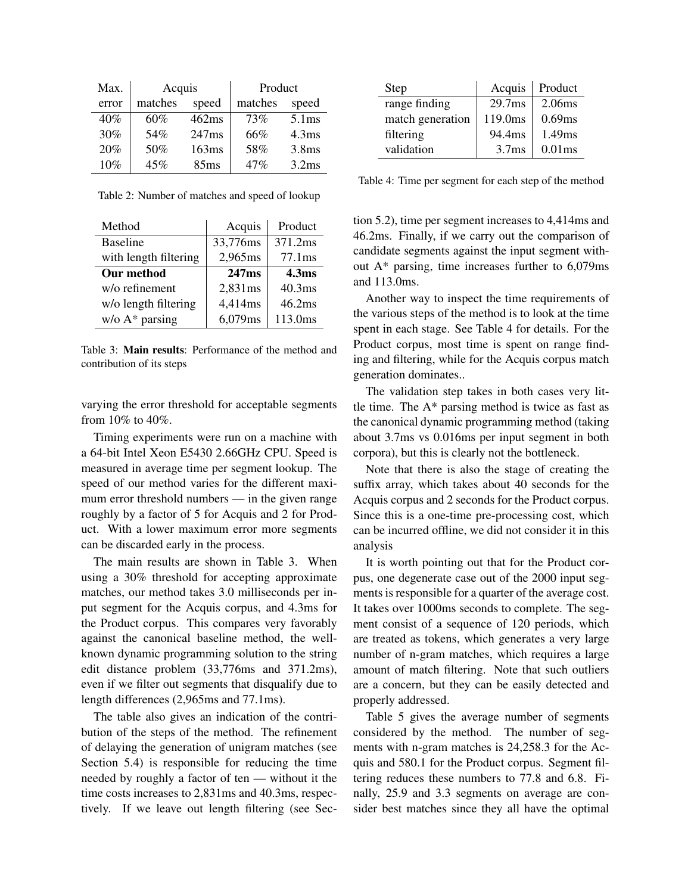| Max. | Acquis | | Product | |
|---|---|---|---|---|
| error | matches | speed | matches | speed |
| 40% | 60% | 462ms | 73% | 5.1ms |
| 30% | 54% | 247ms | 66% | 4.3ms |
| 20% | 50% | 163ms | 58% | 3.8ms |
| 10% | 45% | 85ms | 47% | 3.2ms |

Table 2: Number of matches and speed of lookup

| Method | Acquis | Product |
|---|---|---|
| Baseline | 33,776ms | 371.2ms |
| with length filtering | 2,965ms | 77.1ms |
| **Our method** | **247ms** | **4.3ms** |
| w/o refinement | 2,831ms | 40.3ms |
| w/o length filtering | 4,414ms | 46.2ms |
| w/o A* parsing | 6,079ms | 113.0ms |

Table 3: **Main results**: Performance of the method and contribution of its steps

varying the error threshold for acceptable segments from 10% to 40%.

Timing experiments were run on a machine with a 64-bit Intel Xeon E5430 2.66GHz CPU. Speed is measured in average time per segment lookup. The speed of our method varies for the different maximum error threshold numbers — in the given range roughly by a factor of 5 for Acquis and 2 for Product. With a lower maximum error more segments can be discarded early in the process.

The main results are shown in Table 3. When using a 30% threshold for accepting approximate matches, our method takes 3.0 milliseconds per input segment for the Acquis corpus, and 4.3ms for the Product corpus. This compares very favorably against the canonical baseline method, the well-known dynamic programming solution to the string edit distance problem (33,776ms and 371.2ms), even if we filter out segments that disqualify due to length differences (2,965ms and 77.1ms).

The table also gives an indication of the contribution of the steps of the method. The refinement of delaying the generation of unigram matches (see Section 5.4) is responsible for reducing the time needed by roughly a factor of ten — without it the time costs increases to 2,831ms and 40.3ms, respectively. If we leave out length filtering (see Section 5.2), time per segment increases to 4,414ms and 46.2ms. Finally, if we carry out the comparison of candidate segments against the input segment without A* parsing, time increases further to 6,079ms and 113.0ms.

| Step | Acquis | Product |
|---|---|---|
| range finding | 29.7ms | 2.06ms |
| match generation | 119.0ms | 0.69ms |
| filtering | 94.4ms | 1.49ms |
| validation | 3.7ms | 0.01ms |

Table 4: Time per segment for each step of the method

Another way to inspect the time requirements of the various steps of the method is to look at the time spent in each stage. See Table 4 for details. For the Product corpus, most time is spent on range finding and filtering, while for the Acquis corpus match generation dominates..

The validation step takes in both cases very little time. The A* parsing method is twice as fast as the canonical dynamic programming method (taking about 3.7ms vs 0.016ms per input segment in both corpora), but this is clearly not the bottleneck.

Note that there is also the stage of creating the suffix array, which takes about 40 seconds for the Acquis corpus and 2 seconds for the Product corpus. Since this is a one-time pre-processing cost, which can be incurred offline, we did not consider it in this analysis

It is worth pointing out that for the Product corpus, one degenerate case out of the 2000 input segments is responsible for a quarter of the average cost. It takes over 1000ms seconds to complete. The segment consist of a sequence of 120 periods, which are treated as tokens, which generates a very large number of n-gram matches, which requires a large amount of match filtering. Note that such outliers are a concern, but they can be easily detected and properly addressed.

Table 5 gives the average number of segments considered by the method. The number of segments with n-gram matches is 24,258.3 for the Acquis and 580.1 for the Product corpus. Segment filtering reduces these numbers to 77.8 and 6.8. Finally, 25.9 and 3.3 segments on average are consider best matches since they all have the optimal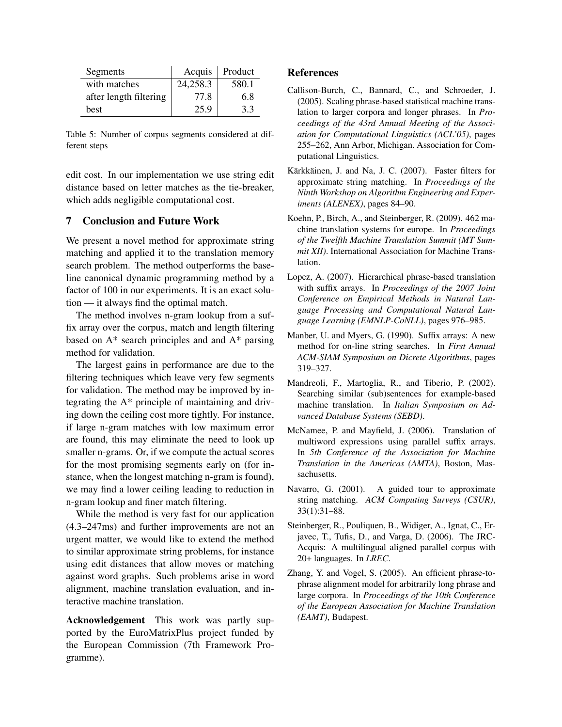| Segments | Acquis | Product |
|---|---|---|
| with matches | 24,258.3 | 580.1 |
| after length filtering | 77.8 | 6.8 |
| best | 25.9 | 3.3 |

Table 5: Number of corpus segments considered at different steps

edit cost. In our implementation we use string edit distance based on letter matches as the tie-breaker, which adds negligible computational cost.

## 7 Conclusion and Future Work

We present a novel method for approximate string matching and applied it to the translation memory search problem. The method outperforms the baseline canonical dynamic programming method by a factor of 100 in our experiments. It is an exact solution — it always find the optimal match.

The method involves n-gram lookup from a suffix array over the corpus, match and length filtering based on A* search principles and and A* parsing method for validation.

The largest gains in performance are due to the filtering techniques which leave very few segments for validation. The method may be improved by integrating the A* principle of maintaining and driving down the ceiling cost more tightly. For instance, if large n-gram matches with low maximum error are found, this may eliminate the need to look up smaller n-grams. Or, if we compute the actual scores for the most promising segments early on (for instance, when the longest matching n-gram is found), we may find a lower ceiling leading to reduction in n-gram lookup and finer match filtering.

While the method is very fast for our application (4.3–247ms) and further improvements are not an urgent matter, we would like to extend the method to similar approximate string problems, for instance using edit distances that allow moves or matching against word graphs. Such problems arise in word alignment, machine translation evaluation, and interactive machine translation.

**Acknowledgement** This work was partly supported by the EuroMatrixPlus project funded by the European Commission (7th Framework Programme).

## References

Callison-Burch, C., Bannard, C., and Schroeder, J. (2005). Scaling phrase-based statistical machine translation to larger corpora and longer phrases. In *Proceedings of the 43rd Annual Meeting of the Association for Computational Linguistics (ACL'05)*, pages 255–262, Ann Arbor, Michigan. Association for Computational Linguistics.

Kärkkäinen, J. and Na, J. C. (2007). Faster filters for approximate string matching. In *Proceedings of the Ninth Workshop on Algorithm Engineering and Experiments (ALENEX)*, pages 84–90.

Koehn, P., Birch, A., and Steinberger, R. (2009). 462 machine translation systems for europe. In *Proceedings of the Twelfth Machine Translation Summit (MT Summit XII)*. International Association for Machine Translation.

Lopez, A. (2007). Hierarchical phrase-based translation with suffix arrays. In *Proceedings of the 2007 Joint Conference on Empirical Methods in Natural Language Processing and Computational Natural Language Learning (EMNLP-CoNLL)*, pages 976–985.

Manber, U. and Myers, G. (1990). Suffix arrays: A new method for on-line string searches. In *First Annual ACM-SIAM Symposium on Dicrete Algorithms*, pages 319–327.

Mandreoli, F., Martoglia, R., and Tiberio, P. (2002). Searching similar (sub)sentences for example-based machine translation. In *Italian Symposium on Advanced Database Systems (SEBD)*.

McNamee, P. and Mayfield, J. (2006). Translation of multiword expressions using parallel suffix arrays. In *5th Conference of the Association for Machine Translation in the Americas (AMTA)*, Boston, Massachusetts.

Navarro, G. (2001). A guided tour to approximate string matching. *ACM Computing Surveys (CSUR)*, 33(1):31–88.

Steinberger, R., Pouliquen, B., Widiger, A., Ignat, C., Erjavec, T., Tufis, D., and Varga, D. (2006). The JRC-Acquis: A multilingual aligned parallel corpus with 20+ languages. In *LREC*.

Zhang, Y. and Vogel, S. (2005). An efficient phrase-to-phrase alignment model for arbitrarily long phrase and large corpora. In *Proceedings of the 10th Conference of the European Association for Machine Translation (EAMT)*, Budapest.